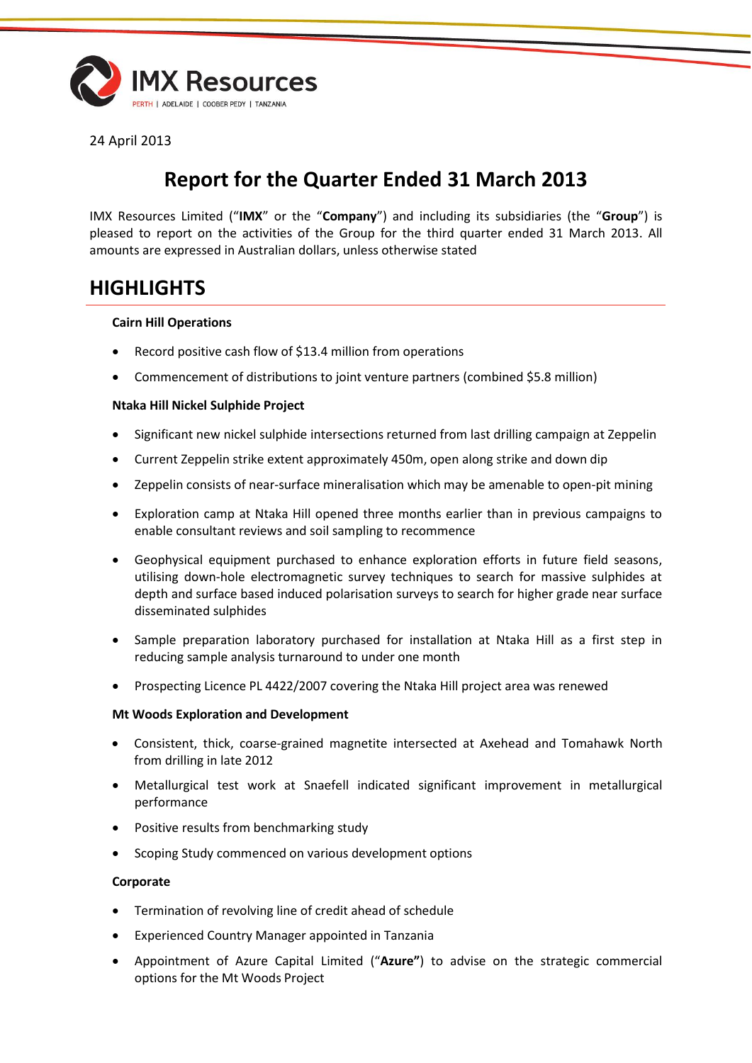IMX Resources

PERTH | ADELAIDE | COOBER PEDY | TANZANIA

24 April 2013

# Report for the Quarter Ended 31 March 2013

IMX Resources Limited ("**IMX**" or the "**Company**") and including its subsidiaries (the "**Group**") is pleased to report on the activities of the Group for the third quarter ended 31 March 2013. All amounts are expressed in Australian dollars, unless otherwise stated

## HIGHLIGHTS

**Cairn Hill Operations**

- Record positive cash flow of $13.4 million from operations
- Commencement of distributions to joint venture partners (combined $5.8 million)

**Ntaka Hill Nickel Sulphide Project**

- Significant new nickel sulphide intersections returned from last drilling campaign at Zeppelin
- Current Zeppelin strike extent approximately 450m, open along strike and down dip
- Zeppelin consists of near-surface mineralisation which may be amenable to open-pit mining
- Exploration camp at Ntaka Hill opened three months earlier than in previous campaigns to enable consultant reviews and soil sampling to recommence
- Geophysical equipment purchased to enhance exploration efforts in future field seasons, utilising down-hole electromagnetic survey techniques to search for massive sulphides at depth and surface based induced polarisation surveys to search for higher grade near surface disseminated sulphides
- Sample preparation laboratory purchased for installation at Ntaka Hill as a first step in reducing sample analysis turnaround to under one month
- Prospecting Licence PL 4422/2007 covering the Ntaka Hill project area was renewed

**Mt Woods Exploration and Development**

- Consistent, thick, coarse-grained magnetite intersected at Axehead and Tomahawk North from drilling in late 2012
- Metallurgical test work at Snaefell indicated significant improvement in metallurgical performance
- Positive results from benchmarking study
- Scoping Study commenced on various development options

**Corporate**

- Termination of revolving line of credit ahead of schedule
- Experienced Country Manager appointed in Tanzania
- Appointment of Azure Capital Limited ("**Azure**") to advise on the strategic commercial options for the Mt Woods Project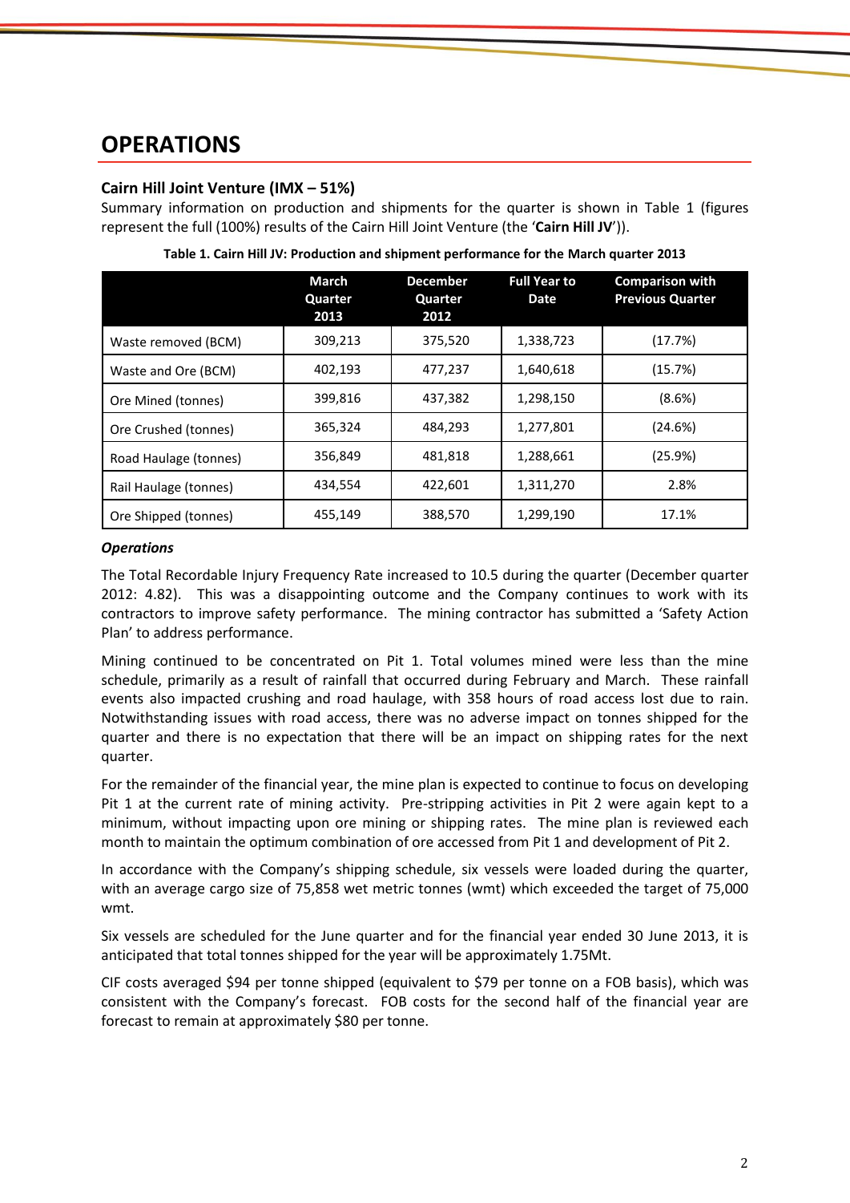# OPERATIONS

## Cairn Hill Joint Venture (IMX – 51%)

Summary information on production and shipments for the quarter is shown in Table 1 (figures represent the full (100%) results of the Cairn Hill Joint Venture (the '**Cairn Hill JV**')).

**Table 1. Cairn Hill JV: Production and shipment performance for the March quarter 2013**

| | March Quarter 2013 | December Quarter 2012 | Full Year to Date | Comparison with Previous Quarter |
|---|---|---|---|---|
| Waste removed (BCM) | 309,213 | 375,520 | 1,338,723 | (17.7%) |
| Waste and Ore (BCM) | 402,193 | 477,237 | 1,640,618 | (15.7%) |
| Ore Mined (tonnes) | 399,816 | 437,382 | 1,298,150 | (8.6%) |
| Ore Crushed (tonnes) | 365,324 | 484,293 | 1,277,801 | (24.6%) |
| Road Haulage (tonnes) | 356,849 | 481,818 | 1,288,661 | (25.9%) |
| Rail Haulage (tonnes) | 434,554 | 422,601 | 1,311,270 | 2.8% |
| Ore Shipped (tonnes) | 455,149 | 388,570 | 1,299,190 | 17.1% |

***Operations***

The Total Recordable Injury Frequency Rate increased to 10.5 during the quarter (December quarter 2012: 4.82). This was a disappointing outcome and the Company continues to work with its contractors to improve safety performance. The mining contractor has submitted a 'Safety Action Plan' to address performance.

Mining continued to be concentrated on Pit 1. Total volumes mined were less than the mine schedule, primarily as a result of rainfall that occurred during February and March. These rainfall events also impacted crushing and road haulage, with 358 hours of road access lost due to rain. Notwithstanding issues with road access, there was no adverse impact on tonnes shipped for the quarter and there is no expectation that there will be an impact on shipping rates for the next quarter.

For the remainder of the financial year, the mine plan is expected to continue to focus on developing Pit 1 at the current rate of mining activity. Pre-stripping activities in Pit 2 were again kept to a minimum, without impacting upon ore mining or shipping rates. The mine plan is reviewed each month to maintain the optimum combination of ore accessed from Pit 1 and development of Pit 2.

In accordance with the Company's shipping schedule, six vessels were loaded during the quarter, with an average cargo size of 75,858 wet metric tonnes (wmt) which exceeded the target of 75,000 wmt.

Six vessels are scheduled for the June quarter and for the financial year ended 30 June 2013, it is anticipated that total tonnes shipped for the year will be approximately 1.75Mt.

CIF costs averaged $94 per tonne shipped (equivalent to $79 per tonne on a FOB basis), which was consistent with the Company's forecast. FOB costs for the second half of the financial year are forecast to remain at approximately $80 per tonne.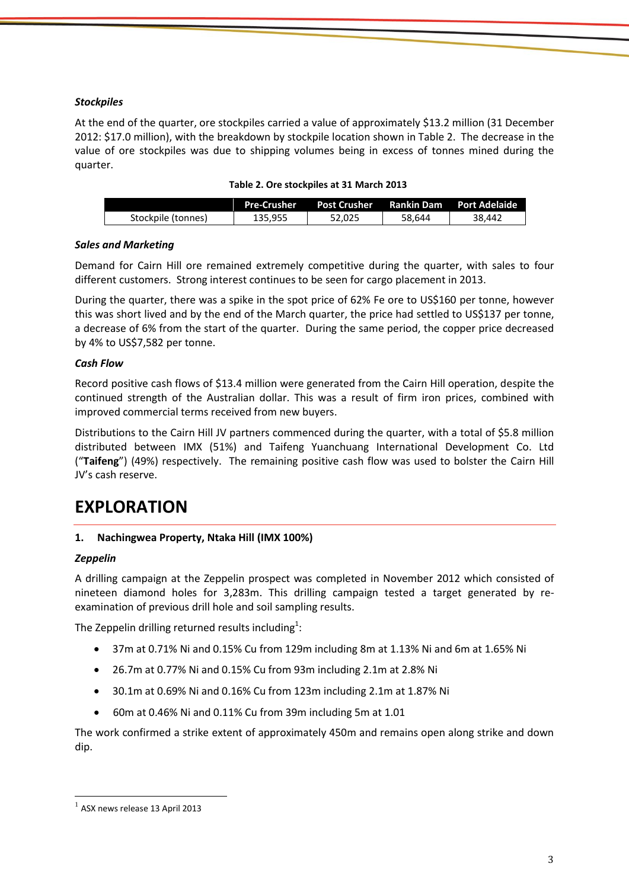### *Stockpiles*

At the end of the quarter, ore stockpiles carried a value of approximately $13.2 million (31 December 2012: $17.0 million), with the breakdown by stockpile location shown in Table 2. The decrease in the value of ore stockpiles was due to shipping volumes being in excess of tonnes mined during the quarter.

**Table 2. Ore stockpiles at 31 March 2013**

| | Pre-Crusher | Post Crusher | Rankin Dam | Port Adelaide |
|---|---|---|---|---|
| Stockpile (tonnes) | 135,955 | 52,025 | 58,644 | 38,442 |

### *Sales and Marketing*

Demand for Cairn Hill ore remained extremely competitive during the quarter, with sales to four different customers. Strong interest continues to be seen for cargo placement in 2013.

During the quarter, there was a spike in the spot price of 62% Fe ore to US$160 per tonne, however this was short lived and by the end of the March quarter, the price had settled to US$137 per tonne, a decrease of 6% from the start of the quarter. During the same period, the copper price decreased by 4% to US$7,582 per tonne.

### *Cash Flow*

Record positive cash flows of $13.4 million were generated from the Cairn Hill operation, despite the continued strength of the Australian dollar. This was a result of firm iron prices, combined with improved commercial terms received from new buyers.

Distributions to the Cairn Hill JV partners commenced during the quarter, with a total of $5.8 million distributed between IMX (51%) and Taifeng Yuanchuang International Development Co. Ltd ("**Taifeng**") (49%) respectively. The remaining positive cash flow was used to bolster the Cairn Hill JV's cash reserve.

# EXPLORATION

**1. Nachingwea Property, Ntaka Hill (IMX 100%)**

### *Zeppelin*

A drilling campaign at the Zeppelin prospect was completed in November 2012 which consisted of nineteen diamond holes for 3,283m. This drilling campaign tested a target generated by re-examination of previous drill hole and soil sampling results.

The Zeppelin drilling returned results including[1]:

- 37m at 0.71% Ni and 0.15% Cu from 129m including 8m at 1.13% Ni and 6m at 1.65% Ni
- 26.7m at 0.77% Ni and 0.15% Cu from 93m including 2.1m at 2.8% Ni
- 30.1m at 0.69% Ni and 0.16% Cu from 123m including 2.1m at 1.87% Ni
- 60m at 0.46% Ni and 0.11% Cu from 39m including 5m at 1.01

The work confirmed a strike extent of approximately 450m and remains open along strike and down dip.

[1] ASX news release 13 April 2013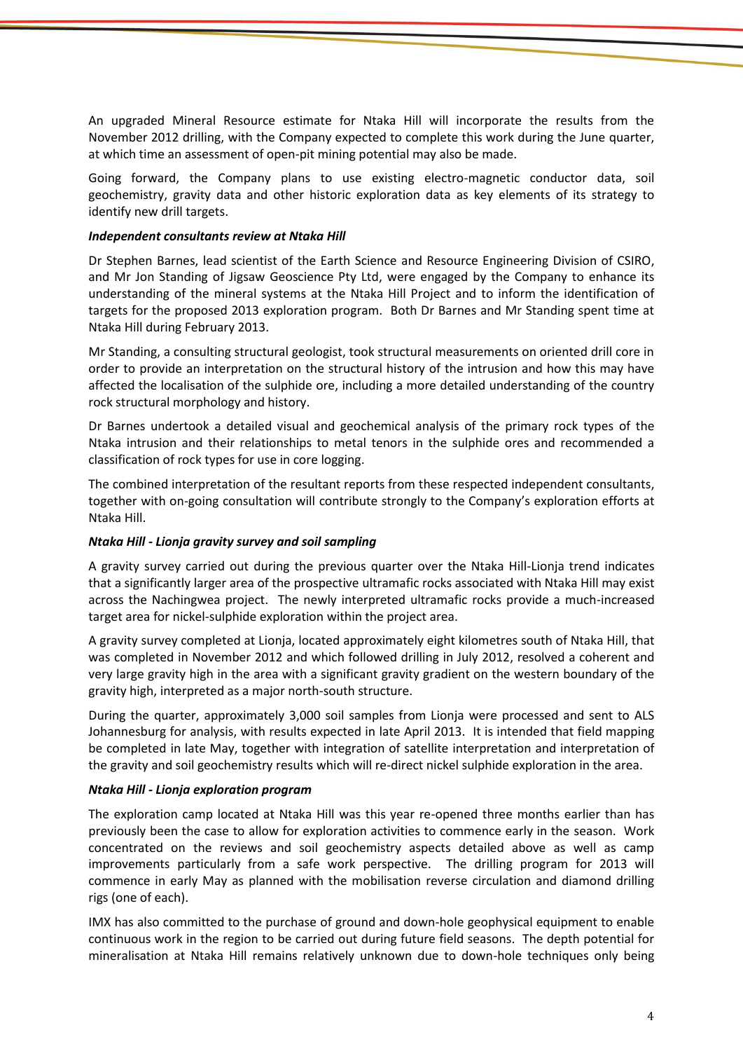An upgraded Mineral Resource estimate for Ntaka Hill will incorporate the results from the November 2012 drilling, with the Company expected to complete this work during the June quarter, at which time an assessment of open-pit mining potential may also be made.

Going forward, the Company plans to use existing electro-magnetic conductor data, soil geochemistry, gravity data and other historic exploration data as key elements of its strategy to identify new drill targets.

***Independent consultants review at Ntaka Hill***

Dr Stephen Barnes, lead scientist of the Earth Science and Resource Engineering Division of CSIRO, and Mr Jon Standing of Jigsaw Geoscience Pty Ltd, were engaged by the Company to enhance its understanding of the mineral systems at the Ntaka Hill Project and to inform the identification of targets for the proposed 2013 exploration program. Both Dr Barnes and Mr Standing spent time at Ntaka Hill during February 2013.

Mr Standing, a consulting structural geologist, took structural measurements on oriented drill core in order to provide an interpretation on the structural history of the intrusion and how this may have affected the localisation of the sulphide ore, including a more detailed understanding of the country rock structural morphology and history.

Dr Barnes undertook a detailed visual and geochemical analysis of the primary rock types of the Ntaka intrusion and their relationships to metal tenors in the sulphide ores and recommended a classification of rock types for use in core logging.

The combined interpretation of the resultant reports from these respected independent consultants, together with on-going consultation will contribute strongly to the Company's exploration efforts at Ntaka Hill.

***Ntaka Hill - Lionja gravity survey and soil sampling***

A gravity survey carried out during the previous quarter over the Ntaka Hill-Lionja trend indicates that a significantly larger area of the prospective ultramafic rocks associated with Ntaka Hill may exist across the Nachingwea project. The newly interpreted ultramafic rocks provide a much-increased target area for nickel-sulphide exploration within the project area.

A gravity survey completed at Lionja, located approximately eight kilometres south of Ntaka Hill, that was completed in November 2012 and which followed drilling in July 2012, resolved a coherent and very large gravity high in the area with a significant gravity gradient on the western boundary of the gravity high, interpreted as a major north-south structure.

During the quarter, approximately 3,000 soil samples from Lionja were processed and sent to ALS Johannesburg for analysis, with results expected in late April 2013. It is intended that field mapping be completed in late May, together with integration of satellite interpretation and interpretation of the gravity and soil geochemistry results which will re-direct nickel sulphide exploration in the area.

***Ntaka Hill - Lionja exploration program***

The exploration camp located at Ntaka Hill was this year re-opened three months earlier than has previously been the case to allow for exploration activities to commence early in the season. Work concentrated on the reviews and soil geochemistry aspects detailed above as well as camp improvements particularly from a safe work perspective. The drilling program for 2013 will commence in early May as planned with the mobilisation reverse circulation and diamond drilling rigs (one of each).

IMX has also committed to the purchase of ground and down-hole geophysical equipment to enable continuous work in the region to be carried out during future field seasons. The depth potential for mineralisation at Ntaka Hill remains relatively unknown due to down-hole techniques only being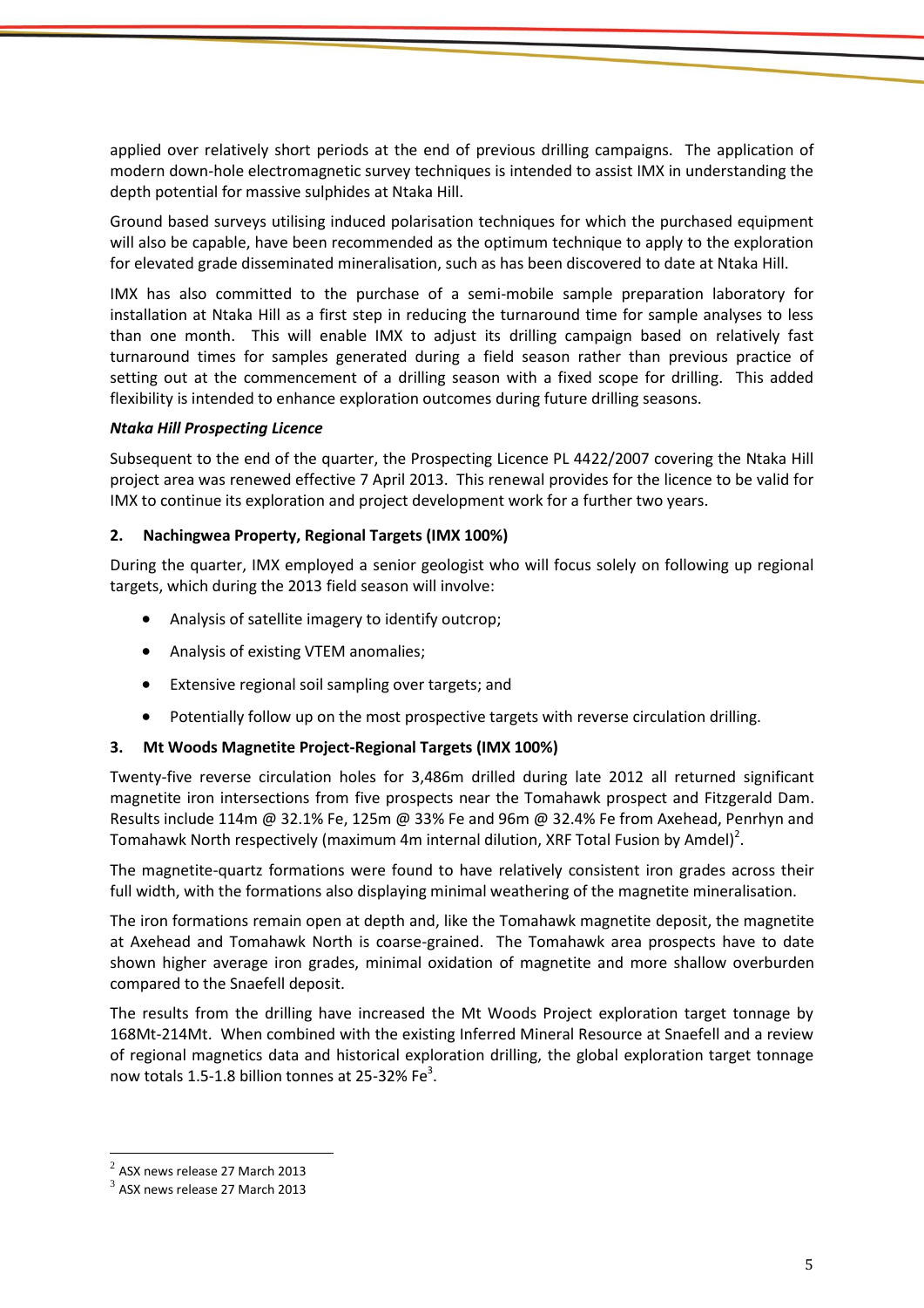applied over relatively short periods at the end of previous drilling campaigns. The application of modern down-hole electromagnetic survey techniques is intended to assist IMX in understanding the depth potential for massive sulphides at Ntaka Hill.

Ground based surveys utilising induced polarisation techniques for which the purchased equipment will also be capable, have been recommended as the optimum technique to apply to the exploration for elevated grade disseminated mineralisation, such as has been discovered to date at Ntaka Hill.

IMX has also committed to the purchase of a semi-mobile sample preparation laboratory for installation at Ntaka Hill as a first step in reducing the turnaround time for sample analyses to less than one month. This will enable IMX to adjust its drilling campaign based on relatively fast turnaround times for samples generated during a field season rather than previous practice of setting out at the commencement of a drilling season with a fixed scope for drilling. This added flexibility is intended to enhance exploration outcomes during future drilling seasons.

***Ntaka Hill Prospecting Licence***

Subsequent to the end of the quarter, the Prospecting Licence PL 4422/2007 covering the Ntaka Hill project area was renewed effective 7 April 2013. This renewal provides for the licence to be valid for IMX to continue its exploration and project development work for a further two years.

### 2. Nachingwea Property, Regional Targets (IMX 100%)

During the quarter, IMX employed a senior geologist who will focus solely on following up regional targets, which during the 2013 field season will involve:

- Analysis of satellite imagery to identify outcrop;
- Analysis of existing VTEM anomalies;
- Extensive regional soil sampling over targets; and
- Potentially follow up on the most prospective targets with reverse circulation drilling.

### 3. Mt Woods Magnetite Project-Regional Targets (IMX 100%)

Twenty-five reverse circulation holes for 3,486m drilled during late 2012 all returned significant magnetite iron intersections from five prospects near the Tomahawk prospect and Fitzgerald Dam. Results include 114m @ 32.1% Fe, 125m @ 33% Fe and 96m @ 32.4% Fe from Axehead, Penrhyn and Tomahawk North respectively (maximum 4m internal dilution, XRF Total Fusion by Amdel)[2].

The magnetite-quartz formations were found to have relatively consistent iron grades across their full width, with the formations also displaying minimal weathering of the magnetite mineralisation.

The iron formations remain open at depth and, like the Tomahawk magnetite deposit, the magnetite at Axehead and Tomahawk North is coarse-grained. The Tomahawk area prospects have to date shown higher average iron grades, minimal oxidation of magnetite and more shallow overburden compared to the Snaefell deposit.

The results from the drilling have increased the Mt Woods Project exploration target tonnage by 168Mt-214Mt. When combined with the existing Inferred Mineral Resource at Snaefell and a review of regional magnetics data and historical exploration drilling, the global exploration target tonnage now totals 1.5-1.8 billion tonnes at 25-32% Fe[3].

---

[2] ASX news release 27 March 2013

[3] ASX news release 27 March 2013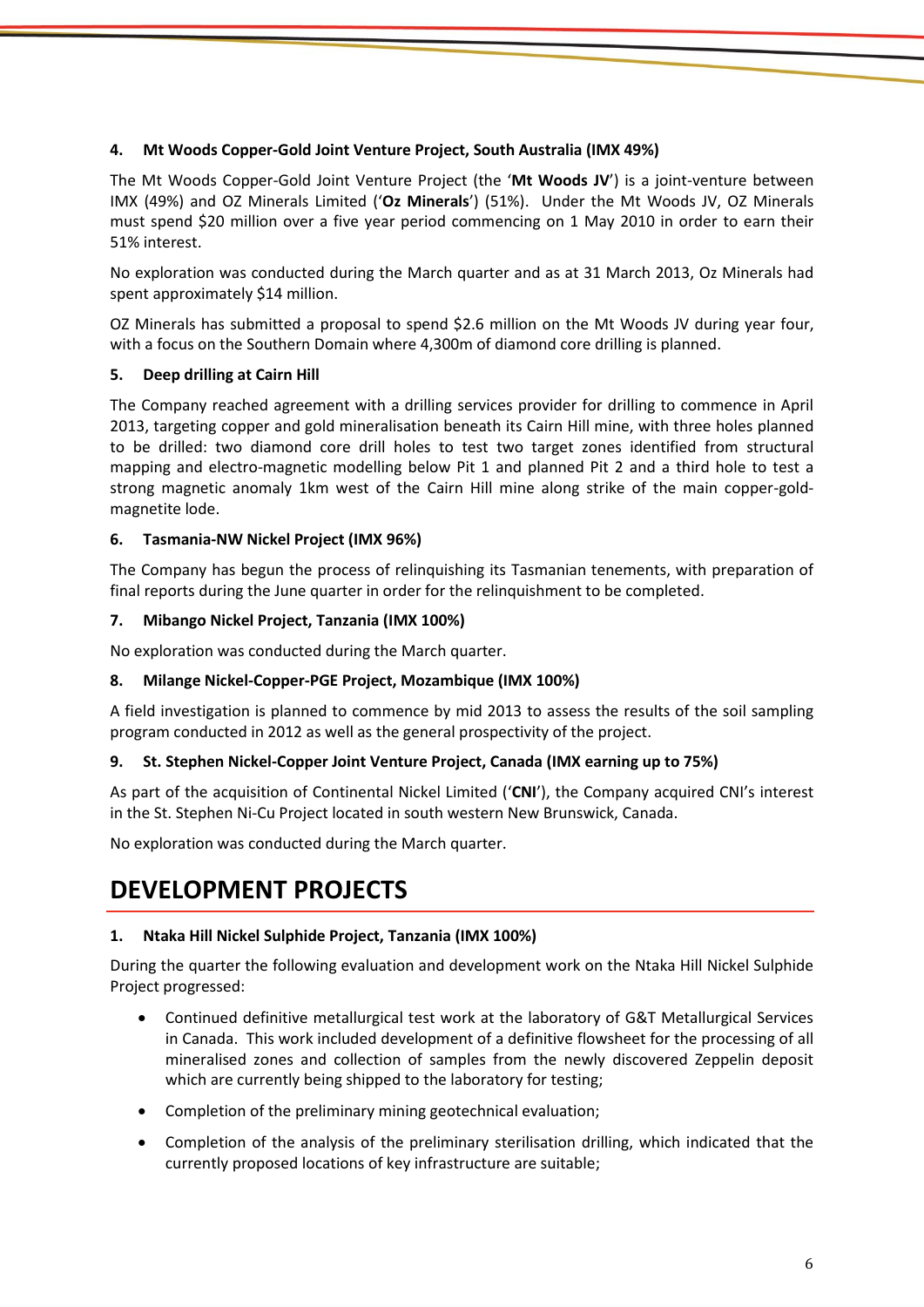**4. Mt Woods Copper-Gold Joint Venture Project, South Australia (IMX 49%)**

The Mt Woods Copper-Gold Joint Venture Project (the '**Mt Woods JV**') is a joint-venture between IMX (49%) and OZ Minerals Limited ('**Oz Minerals**') (51%). Under the Mt Woods JV, OZ Minerals must spend $20 million over a five year period commencing on 1 May 2010 in order to earn their 51% interest.

No exploration was conducted during the March quarter and as at 31 March 2013, Oz Minerals had spent approximately $14 million.

OZ Minerals has submitted a proposal to spend $2.6 million on the Mt Woods JV during year four, with a focus on the Southern Domain where 4,300m of diamond core drilling is planned.

**5. Deep drilling at Cairn Hill**

The Company reached agreement with a drilling services provider for drilling to commence in April 2013, targeting copper and gold mineralisation beneath its Cairn Hill mine, with three holes planned to be drilled: two diamond core drill holes to test two target zones identified from structural mapping and electro-magnetic modelling below Pit 1 and planned Pit 2 and a third hole to test a strong magnetic anomaly 1km west of the Cairn Hill mine along strike of the main copper-gold-magnetite lode.

**6. Tasmania-NW Nickel Project (IMX 96%)**

The Company has begun the process of relinquishing its Tasmanian tenements, with preparation of final reports during the June quarter in order for the relinquishment to be completed.

**7. Mibango Nickel Project, Tanzania (IMX 100%)**

No exploration was conducted during the March quarter.

**8. Milange Nickel-Copper-PGE Project, Mozambique (IMX 100%)**

A field investigation is planned to commence by mid 2013 to assess the results of the soil sampling program conducted in 2012 as well as the general prospectivity of the project.

**9. St. Stephen Nickel-Copper Joint Venture Project, Canada (IMX earning up to 75%)**

As part of the acquisition of Continental Nickel Limited ('**CNI**'), the Company acquired CNI's interest in the St. Stephen Ni-Cu Project located in south western New Brunswick, Canada.

No exploration was conducted during the March quarter.

# DEVELOPMENT PROJECTS

**1. Ntaka Hill Nickel Sulphide Project, Tanzania (IMX 100%)**

During the quarter the following evaluation and development work on the Ntaka Hill Nickel Sulphide Project progressed:

- Continued definitive metallurgical test work at the laboratory of G&T Metallurgical Services in Canada. This work included development of a definitive flowsheet for the processing of all mineralised zones and collection of samples from the newly discovered Zeppelin deposit which are currently being shipped to the laboratory for testing;
- Completion of the preliminary mining geotechnical evaluation;
- Completion of the analysis of the preliminary sterilisation drilling, which indicated that the currently proposed locations of key infrastructure are suitable;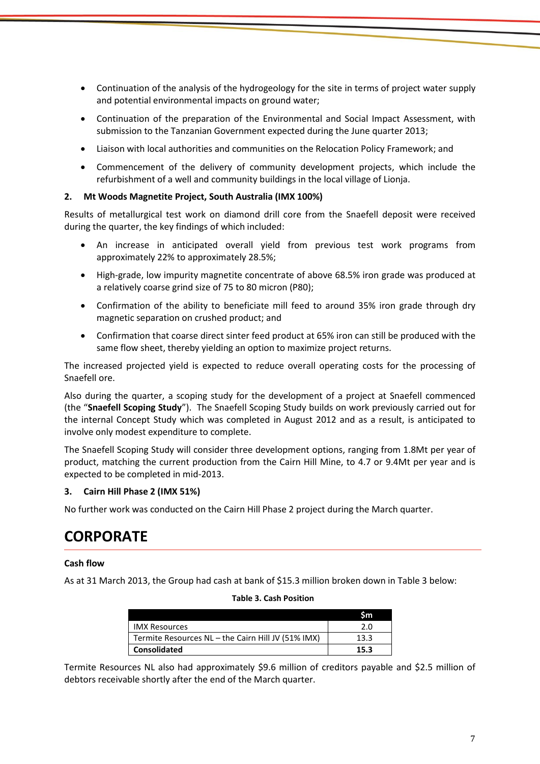- Continuation of the analysis of the hydrogeology for the site in terms of project water supply and potential environmental impacts on ground water;
- Continuation of the preparation of the Environmental and Social Impact Assessment, with submission to the Tanzanian Government expected during the June quarter 2013;
- Liaison with local authorities and communities on the Relocation Policy Framework; and
- Commencement of the delivery of community development projects, which include the refurbishment of a well and community buildings in the local village of Lionja.

### 2. Mt Woods Magnetite Project, South Australia (IMX 100%)

Results of metallurgical test work on diamond drill core from the Snaefell deposit were received during the quarter, the key findings of which included:

- An increase in anticipated overall yield from previous test work programs from approximately 22% to approximately 28.5%;
- High-grade, low impurity magnetite concentrate of above 68.5% iron grade was produced at a relatively coarse grind size of 75 to 80 micron (P80);
- Confirmation of the ability to beneficiate mill feed to around 35% iron grade through dry magnetic separation on crushed product; and
- Confirmation that coarse direct sinter feed product at 65% iron can still be produced with the same flow sheet, thereby yielding an option to maximize project returns.

The increased projected yield is expected to reduce overall operating costs for the processing of Snaefell ore.

Also during the quarter, a scoping study for the development of a project at Snaefell commenced (the "**Snaefell Scoping Study**"). The Snaefell Scoping Study builds on work previously carried out for the internal Concept Study which was completed in August 2012 and as a result, is anticipated to involve only modest expenditure to complete.

The Snaefell Scoping Study will consider three development options, ranging from 1.8Mt per year of product, matching the current production from the Cairn Hill Mine, to 4.7 or 9.4Mt per year and is expected to be completed in mid-2013.

### 3. Cairn Hill Phase 2 (IMX 51%)

No further work was conducted on the Cairn Hill Phase 2 project during the March quarter.

# CORPORATE

### Cash flow

As at 31 March 2013, the Group had cash at bank of $15.3 million broken down in Table 3 below:

**Table 3. Cash Position**

| | $m |
|---|---|
| IMX Resources | 2.0 |
| Termite Resources NL – the Cairn Hill JV (51% IMX) | 13.3 |
| **Consolidated** | **15.3** |

Termite Resources NL also had approximately $9.6 million of creditors payable and $2.5 million of debtors receivable shortly after the end of the March quarter.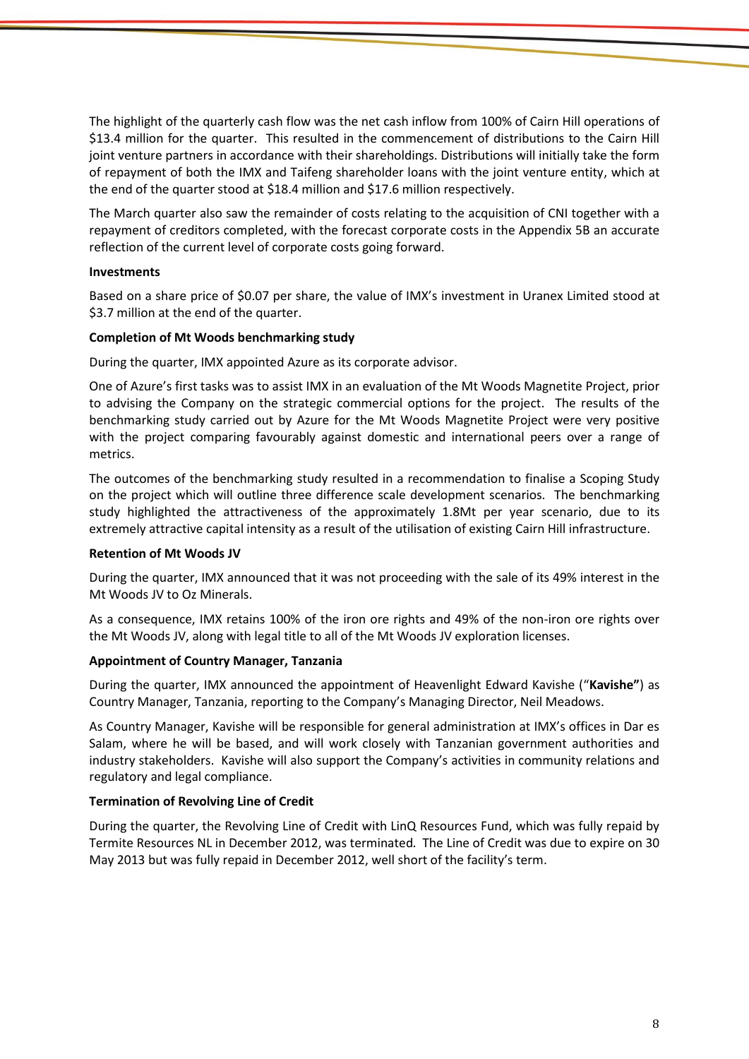The highlight of the quarterly cash flow was the net cash inflow from 100% of Cairn Hill operations of $13.4 million for the quarter. This resulted in the commencement of distributions to the Cairn Hill joint venture partners in accordance with their shareholdings. Distributions will initially take the form of repayment of both the IMX and Taifeng shareholder loans with the joint venture entity, which at the end of the quarter stood at $18.4 million and $17.6 million respectively.

The March quarter also saw the remainder of costs relating to the acquisition of CNI together with a repayment of creditors completed, with the forecast corporate costs in the Appendix 5B an accurate reflection of the current level of corporate costs going forward.

**Investments**

Based on a share price of $0.07 per share, the value of IMX's investment in Uranex Limited stood at $3.7 million at the end of the quarter.

**Completion of Mt Woods benchmarking study**

During the quarter, IMX appointed Azure as its corporate advisor.

One of Azure's first tasks was to assist IMX in an evaluation of the Mt Woods Magnetite Project, prior to advising the Company on the strategic commercial options for the project. The results of the benchmarking study carried out by Azure for the Mt Woods Magnetite Project were very positive with the project comparing favourably against domestic and international peers over a range of metrics.

The outcomes of the benchmarking study resulted in a recommendation to finalise a Scoping Study on the project which will outline three difference scale development scenarios. The benchmarking study highlighted the attractiveness of the approximately 1.8Mt per year scenario, due to its extremely attractive capital intensity as a result of the utilisation of existing Cairn Hill infrastructure.

**Retention of Mt Woods JV**

During the quarter, IMX announced that it was not proceeding with the sale of its 49% interest in the Mt Woods JV to Oz Minerals.

As a consequence, IMX retains 100% of the iron ore rights and 49% of the non-iron ore rights over the Mt Woods JV, along with legal title to all of the Mt Woods JV exploration licenses.

**Appointment of Country Manager, Tanzania**

During the quarter, IMX announced the appointment of Heavenlight Edward Kavishe ("**Kavishe"**) as Country Manager, Tanzania, reporting to the Company's Managing Director, Neil Meadows.

As Country Manager, Kavishe will be responsible for general administration at IMX's offices in Dar es Salam, where he will be based, and will work closely with Tanzanian government authorities and industry stakeholders. Kavishe will also support the Company's activities in community relations and regulatory and legal compliance.

**Termination of Revolving Line of Credit**

During the quarter, the Revolving Line of Credit with LinQ Resources Fund, which was fully repaid by Termite Resources NL in December 2012, was terminated. The Line of Credit was due to expire on 30 May 2013 but was fully repaid in December 2012, well short of the facility's term.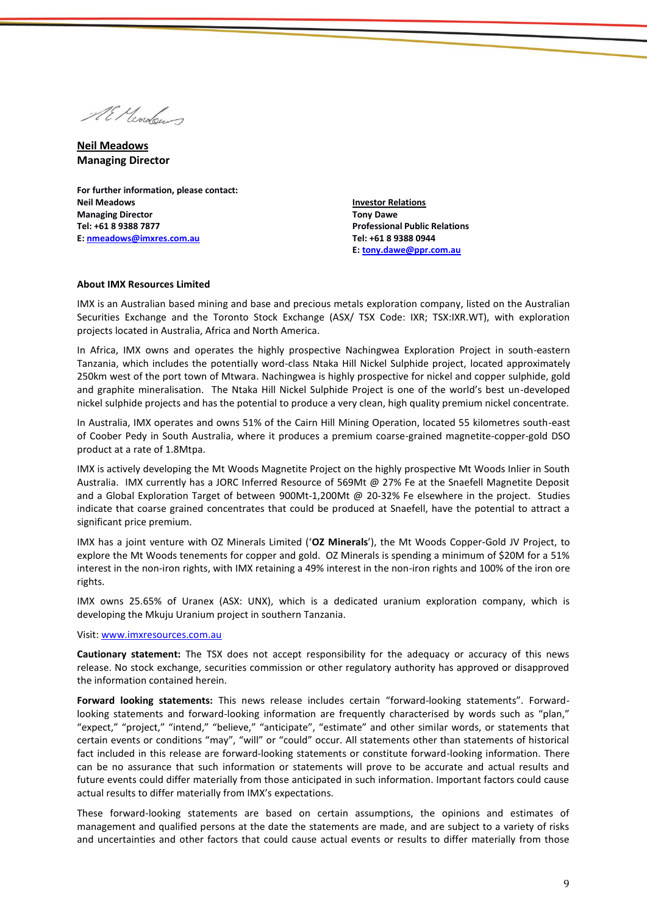**<u>Neil Meadows</u>**
**Managing Director**

**For further information, please contact:**

**Neil Meadows**
**Managing Director**
**Tel: +61 8 9388 7877**
**E: nmeadows@imxres.com.au**

**<u>Investor Relations</u>**
**Tony Dawe**
**Professional Public Relations**
**Tel: +61 8 9388 0944**
**E: tony.dawe@ppr.com.au**

**About IMX Resources Limited**

IMX is an Australian based mining and base and precious metals exploration company, listed on the Australian Securities Exchange and the Toronto Stock Exchange (ASX/ TSX Code: IXR; TSX:IXR.WT), with exploration projects located in Australia, Africa and North America.

In Africa, IMX owns and operates the highly prospective Nachingwea Exploration Project in south-eastern Tanzania, which includes the potentially word-class Ntaka Hill Nickel Sulphide project, located approximately 250km west of the port town of Mtwara. Nachingwea is highly prospective for nickel and copper sulphide, gold and graphite mineralisation. The Ntaka Hill Nickel Sulphide Project is one of the world's best un-developed nickel sulphide projects and has the potential to produce a very clean, high quality premium nickel concentrate.

In Australia, IMX operates and owns 51% of the Cairn Hill Mining Operation, located 55 kilometres south-east of Coober Pedy in South Australia, where it produces a premium coarse-grained magnetite-copper-gold DSO product at a rate of 1.8Mtpa.

IMX is actively developing the Mt Woods Magnetite Project on the highly prospective Mt Woods Inlier in South Australia. IMX currently has a JORC Inferred Resource of 569Mt @ 27% Fe at the Snaefell Magnetite Deposit and a Global Exploration Target of between 900Mt-1,200Mt @ 20-32% Fe elsewhere in the project. Studies indicate that coarse grained concentrates that could be produced at Snaefell, have the potential to attract a significant price premium.

IMX has a joint venture with OZ Minerals Limited ('**OZ Minerals**'), the Mt Woods Copper-Gold JV Project, to explore the Mt Woods tenements for copper and gold. OZ Minerals is spending a minimum of $20M for a 51% interest in the non-iron rights, with IMX retaining a 49% interest in the non-iron rights and 100% of the iron ore rights.

IMX owns 25.65% of Uranex (ASX: UNX), which is a dedicated uranium exploration company, which is developing the Mkuju Uranium project in southern Tanzania.

Visit: www.imxresources.com.au

**Cautionary statement:** The TSX does not accept responsibility for the adequacy or accuracy of this news release. No stock exchange, securities commission or other regulatory authority has approved or disapproved the information contained herein.

**Forward looking statements:** This news release includes certain "forward-looking statements". Forward-looking statements and forward-looking information are frequently characterised by words such as "plan," "expect," "project," "intend," "believe," "anticipate", "estimate" and other similar words, or statements that certain events or conditions "may", "will" or "could" occur. All statements other than statements of historical fact included in this release are forward-looking statements or constitute forward-looking information. There can be no assurance that such information or statements will prove to be accurate and actual results and future events could differ materially from those anticipated in such information. Important factors could cause actual results to differ materially from IMX's expectations.

These forward-looking statements are based on certain assumptions, the opinions and estimates of management and qualified persons at the date the statements are made, and are subject to a variety of risks and uncertainties and other factors that could cause actual events or results to differ materially from those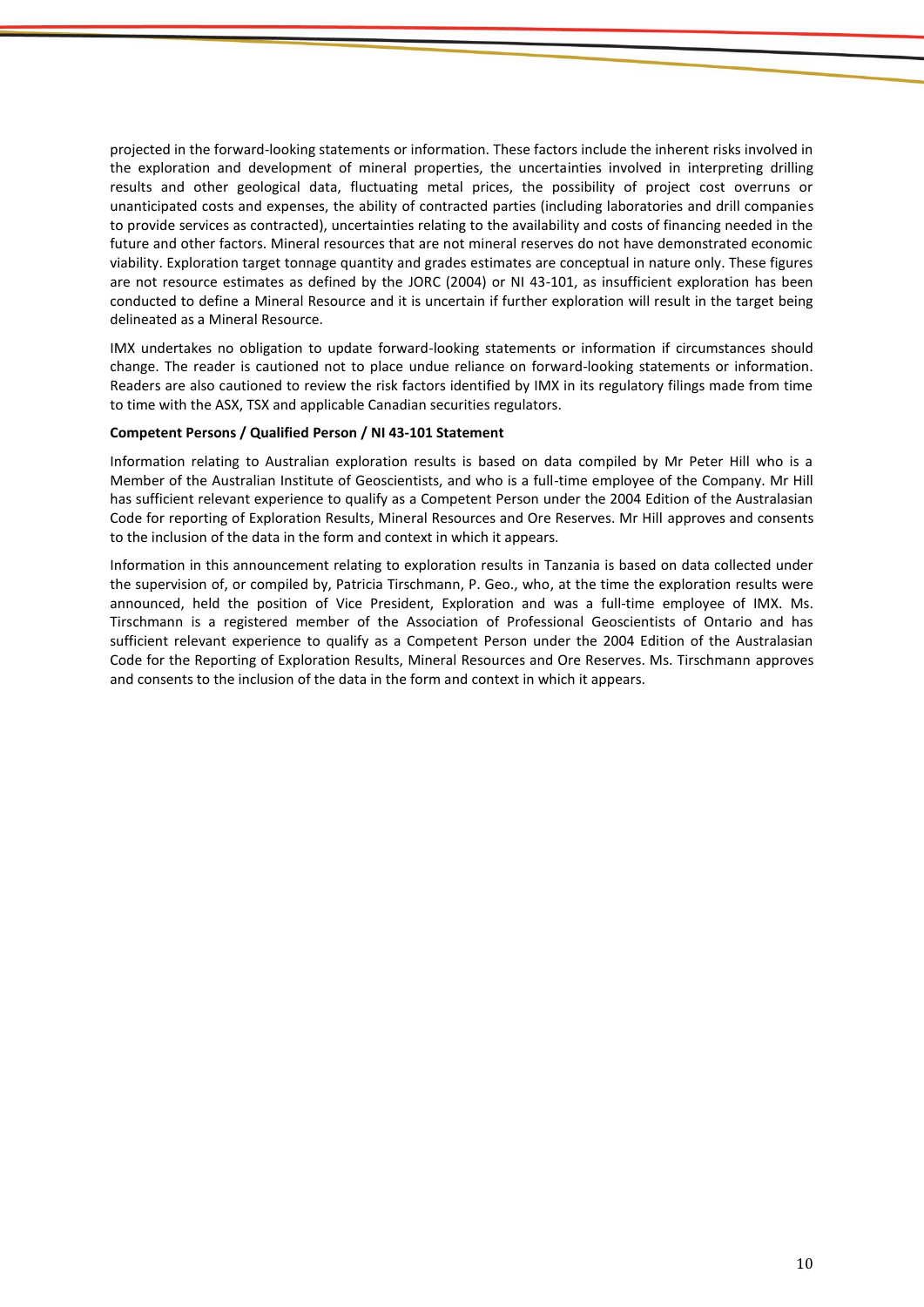projected in the forward-looking statements or information. These factors include the inherent risks involved in the exploration and development of mineral properties, the uncertainties involved in interpreting drilling results and other geological data, fluctuating metal prices, the possibility of project cost overruns or unanticipated costs and expenses, the ability of contracted parties (including laboratories and drill companies to provide services as contracted), uncertainties relating to the availability and costs of financing needed in the future and other factors. Mineral resources that are not mineral reserves do not have demonstrated economic viability. Exploration target tonnage quantity and grades estimates are conceptual in nature only. These figures are not resource estimates as defined by the JORC (2004) or NI 43-101, as insufficient exploration has been conducted to define a Mineral Resource and it is uncertain if further exploration will result in the target being delineated as a Mineral Resource.

IMX undertakes no obligation to update forward-looking statements or information if circumstances should change. The reader is cautioned not to place undue reliance on forward-looking statements or information. Readers are also cautioned to review the risk factors identified by IMX in its regulatory filings made from time to time with the ASX, TSX and applicable Canadian securities regulators.

**Competent Persons / Qualified Person / NI 43-101 Statement**

Information relating to Australian exploration results is based on data compiled by Mr Peter Hill who is a Member of the Australian Institute of Geoscientists, and who is a full-time employee of the Company. Mr Hill has sufficient relevant experience to qualify as a Competent Person under the 2004 Edition of the Australasian Code for reporting of Exploration Results, Mineral Resources and Ore Reserves. Mr Hill approves and consents to the inclusion of the data in the form and context in which it appears.

Information in this announcement relating to exploration results in Tanzania is based on data collected under the supervision of, or compiled by, Patricia Tirschmann, P. Geo., who, at the time the exploration results were announced, held the position of Vice President, Exploration and was a full-time employee of IMX. Ms. Tirschmann is a registered member of the Association of Professional Geoscientists of Ontario and has sufficient relevant experience to qualify as a Competent Person under the 2004 Edition of the Australasian Code for the Reporting of Exploration Results, Mineral Resources and Ore Reserves. Ms. Tirschmann approves and consents to the inclusion of the data in the form and context in which it appears.